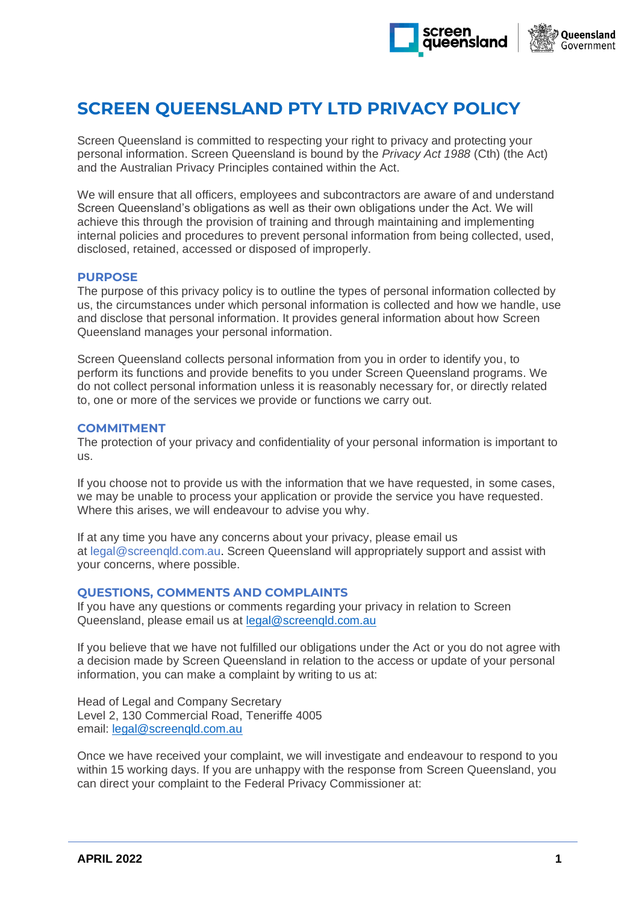# SCREEN QUEENSLAND PTY LTD PRIVACY POLICY

Screen Queensland is committed to respecting your right to privacy and protecting your personal information. Screen Queensland is bound by the *Privacy Act 1988* (Cth) (the Act) and the Australian Privacy Principles contained within the Act.

We will ensure that all officers, employees and subcontractors are aware of and understand Screen Queensland's obligations as well as their own obligations under the Act. We will achieve this through the provision of training and through maintaining and implementing internal policies and procedures to prevent personal information from being collected, used, disclosed, retained, accessed or disposed of improperly.

## PURPOSE

The purpose of this privacy policy is to outline the types of personal information collected by us, the circumstances under which personal information is collected and how we handle, use and disclose that personal information. It provides general information about how Screen Queensland manages your personal information.

Screen Queensland collects personal information from you in order to identify you, to perform its functions and provide benefits to you under Screen Queensland programs. We do not collect personal information unless it is reasonably necessary for, or directly related to, one or more of the services we provide or functions we carry out.

## COMMITMENT

The protection of your privacy and confidentiality of your personal information is important to us.

If you choose not to provide us with the information that we have requested, in some cases, we may be unable to process your application or provide the service you have requested. Where this arises, we will endeavour to advise you why.

If at any time you have any concerns about your privacy, please email us at legal@screenqld.com.au. Screen Queensland will appropriately support and assist with your concerns, where possible.

## QUESTIONS, COMMENTS AND COMPLAINTS

If you have any questions or comments regarding your privacy in relation to Screen Queensland, please email us at legal@screenqld.com.au

If you believe that we have not fulfilled our obligations under the Act or you do not agree with a decision made by Screen Queensland in relation to the access or update of your personal information, you can make a complaint by writing to us at:

Head of Legal and Company Secretary
Level 2, 130 Commercial Road, Teneriffe 4005
email: legal@screenqld.com.au

Once we have received your complaint, we will investigate and endeavour to respond to you within 15 working days. If you are unhappy with the response from Screen Queensland, you can direct your complaint to the Federal Privacy Commissioner at: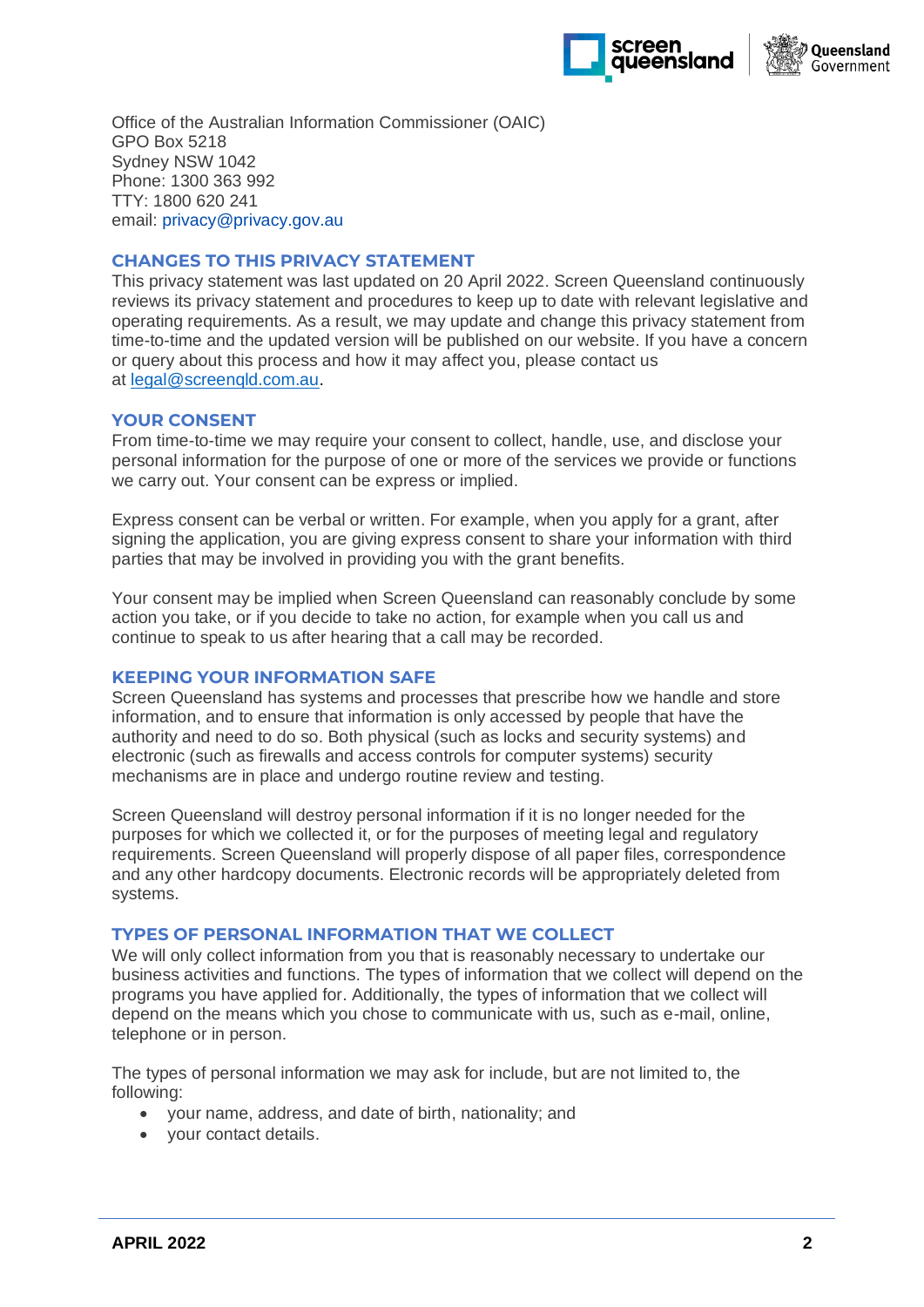Office of the Australian Information Commissioner (OAIC)
GPO Box 5218
Sydney NSW 1042
Phone: 1300 363 992
TTY: 1800 620 241
email: privacy@privacy.gov.au

## CHANGES TO THIS PRIVACY STATEMENT

This privacy statement was last updated on 20 April 2022. Screen Queensland continuously reviews its privacy statement and procedures to keep up to date with relevant legislative and operating requirements. As a result, we may update and change this privacy statement from time-to-time and the updated version will be published on our website. If you have a concern or query about this process and how it may affect you, please contact us at legal@screenqld.com.au.

## YOUR CONSENT

From time-to-time we may require your consent to collect, handle, use, and disclose your personal information for the purpose of one or more of the services we provide or functions we carry out. Your consent can be express or implied.

Express consent can be verbal or written. For example, when you apply for a grant, after signing the application, you are giving express consent to share your information with third parties that may be involved in providing you with the grant benefits.

Your consent may be implied when Screen Queensland can reasonably conclude by some action you take, or if you decide to take no action, for example when you call us and continue to speak to us after hearing that a call may be recorded.

## KEEPING YOUR INFORMATION SAFE

Screen Queensland has systems and processes that prescribe how we handle and store information, and to ensure that information is only accessed by people that have the authority and need to do so. Both physical (such as locks and security systems) and electronic (such as firewalls and access controls for computer systems) security mechanisms are in place and undergo routine review and testing.

Screen Queensland will destroy personal information if it is no longer needed for the purposes for which we collected it, or for the purposes of meeting legal and regulatory requirements. Screen Queensland will properly dispose of all paper files, correspondence and any other hardcopy documents. Electronic records will be appropriately deleted from systems.

## TYPES OF PERSONAL INFORMATION THAT WE COLLECT

We will only collect information from you that is reasonably necessary to undertake our business activities and functions. The types of information that we collect will depend on the programs you have applied for. Additionally, the types of information that we collect will depend on the means which you chose to communicate with us, such as e-mail, online, telephone or in person.

The types of personal information we may ask for include, but are not limited to, the following:

- your name, address, and date of birth, nationality; and
- your contact details.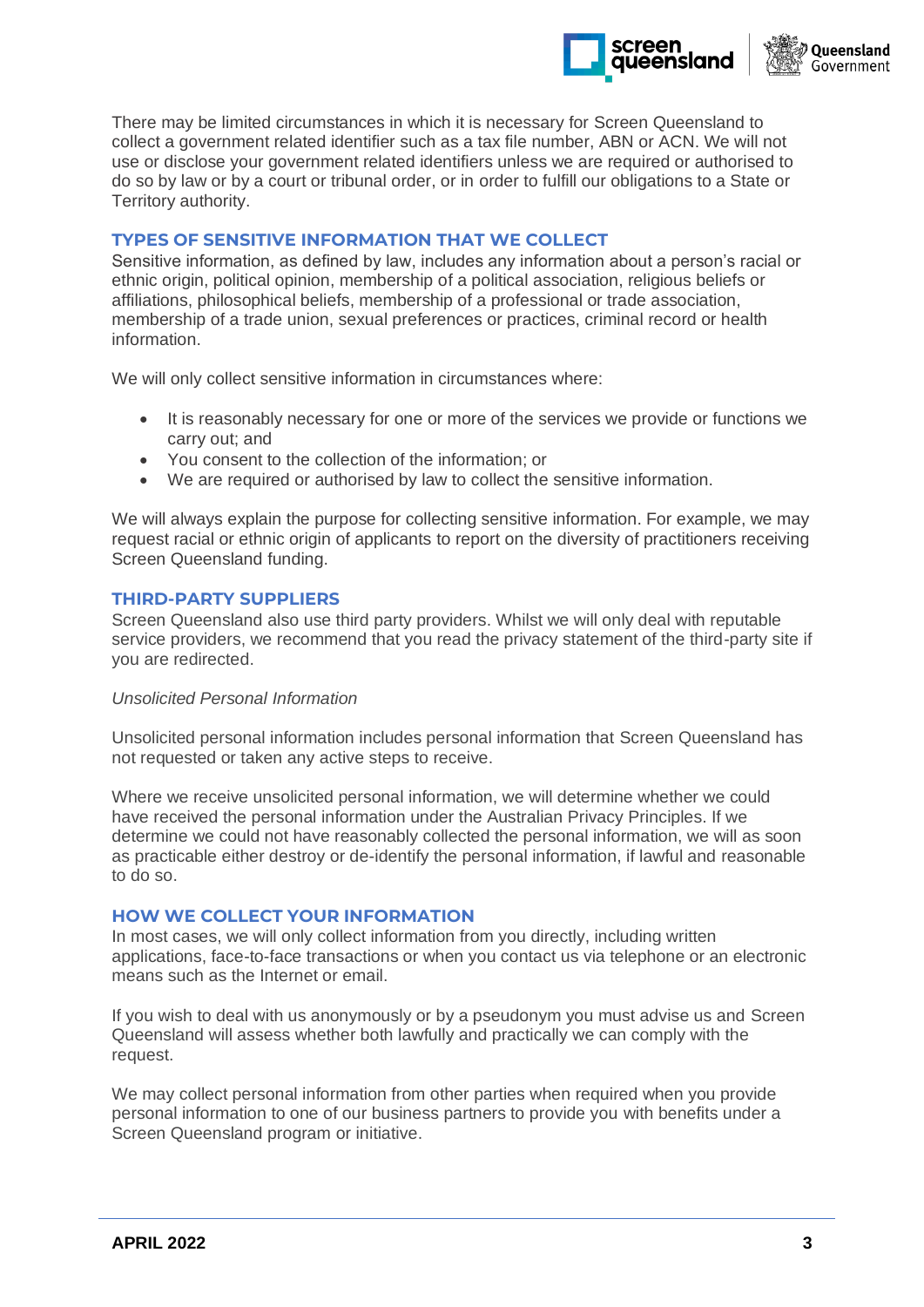There may be limited circumstances in which it is necessary for Screen Queensland to collect a government related identifier such as a tax file number, ABN or ACN. We will not use or disclose your government related identifiers unless we are required or authorised to do so by law or by a court or tribunal order, or in order to fulfill our obligations to a State or Territory authority.

## TYPES OF SENSITIVE INFORMATION THAT WE COLLECT

Sensitive information, as defined by law, includes any information about a person's racial or ethnic origin, political opinion, membership of a political association, religious beliefs or affiliations, philosophical beliefs, membership of a professional or trade association, membership of a trade union, sexual preferences or practices, criminal record or health information.

We will only collect sensitive information in circumstances where:

- It is reasonably necessary for one or more of the services we provide or functions we carry out; and
- You consent to the collection of the information; or
- We are required or authorised by law to collect the sensitive information.

We will always explain the purpose for collecting sensitive information. For example, we may request racial or ethnic origin of applicants to report on the diversity of practitioners receiving Screen Queensland funding.

## THIRD-PARTY SUPPLIERS

Screen Queensland also use third party providers. Whilst we will only deal with reputable service providers, we recommend that you read the privacy statement of the third-party site if you are redirected.

*Unsolicited Personal Information*

Unsolicited personal information includes personal information that Screen Queensland has not requested or taken any active steps to receive.

Where we receive unsolicited personal information, we will determine whether we could have received the personal information under the Australian Privacy Principles. If we determine we could not have reasonably collected the personal information, we will as soon as practicable either destroy or de-identify the personal information, if lawful and reasonable to do so.

## HOW WE COLLECT YOUR INFORMATION

In most cases, we will only collect information from you directly, including written applications, face-to-face transactions or when you contact us via telephone or an electronic means such as the Internet or email.

If you wish to deal with us anonymously or by a pseudonym you must advise us and Screen Queensland will assess whether both lawfully and practically we can comply with the request.

We may collect personal information from other parties when required when you provide personal information to one of our business partners to provide you with benefits under a Screen Queensland program or initiative.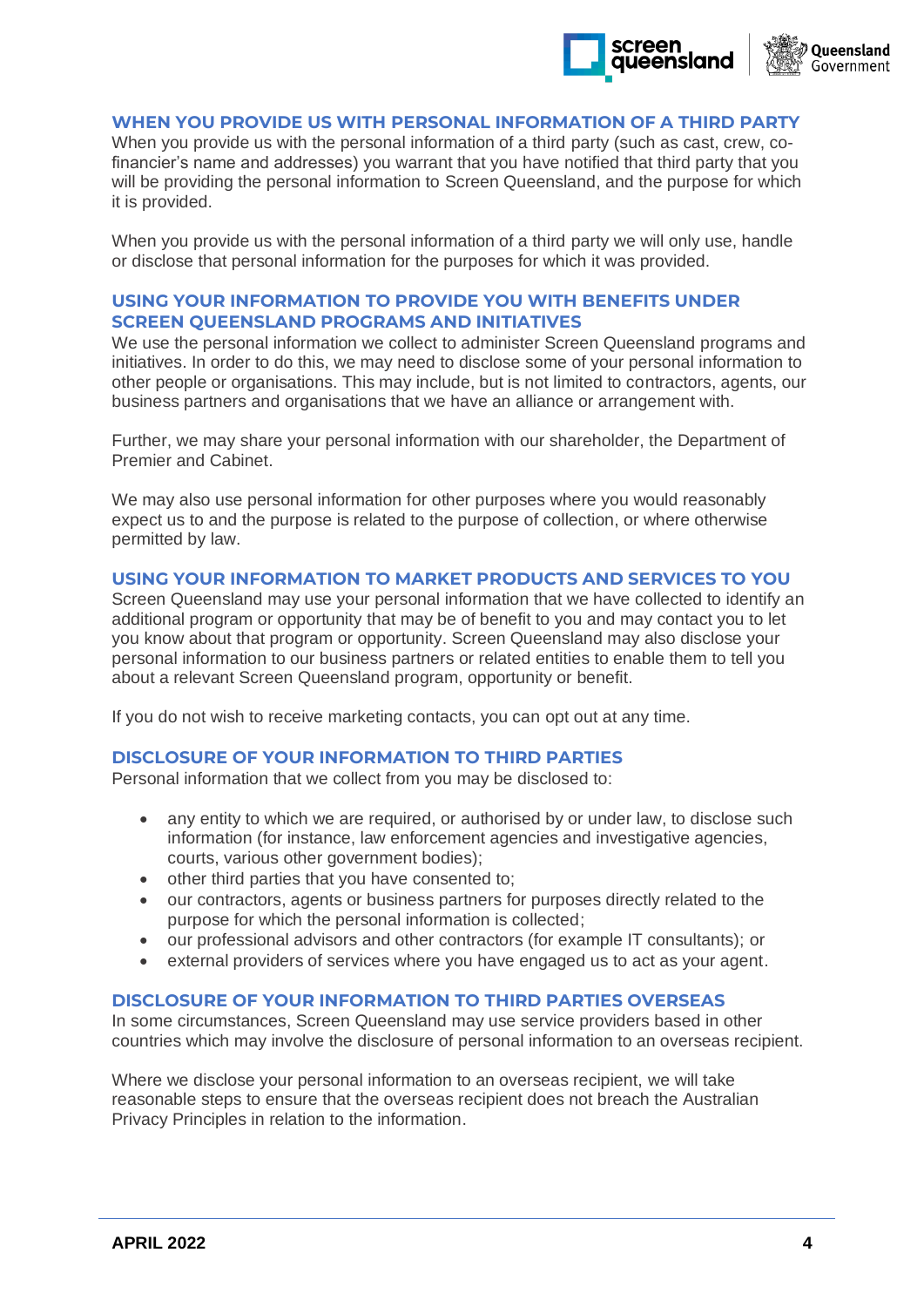## WHEN YOU PROVIDE US WITH PERSONAL INFORMATION OF A THIRD PARTY

When you provide us with the personal information of a third party (such as cast, crew, co-financier's name and addresses) you warrant that you have notified that third party that you will be providing the personal information to Screen Queensland, and the purpose for which it is provided.

When you provide us with the personal information of a third party we will only use, handle or disclose that personal information for the purposes for which it was provided.

## USING YOUR INFORMATION TO PROVIDE YOU WITH BENEFITS UNDER SCREEN QUEENSLAND PROGRAMS AND INITIATIVES

We use the personal information we collect to administer Screen Queensland programs and initiatives. In order to do this, we may need to disclose some of your personal information to other people or organisations. This may include, but is not limited to contractors, agents, our business partners and organisations that we have an alliance or arrangement with.

Further, we may share your personal information with our shareholder, the Department of Premier and Cabinet.

We may also use personal information for other purposes where you would reasonably expect us to and the purpose is related to the purpose of collection, or where otherwise permitted by law.

## USING YOUR INFORMATION TO MARKET PRODUCTS AND SERVICES TO YOU

Screen Queensland may use your personal information that we have collected to identify an additional program or opportunity that may be of benefit to you and may contact you to let you know about that program or opportunity. Screen Queensland may also disclose your personal information to our business partners or related entities to enable them to tell you about a relevant Screen Queensland program, opportunity or benefit.

If you do not wish to receive marketing contacts, you can opt out at any time.

## DISCLOSURE OF YOUR INFORMATION TO THIRD PARTIES

Personal information that we collect from you may be disclosed to:

- any entity to which we are required, or authorised by or under law, to disclose such information (for instance, law enforcement agencies and investigative agencies, courts, various other government bodies);
- other third parties that you have consented to;
- our contractors, agents or business partners for purposes directly related to the purpose for which the personal information is collected;
- our professional advisors and other contractors (for example IT consultants); or
- external providers of services where you have engaged us to act as your agent.

## DISCLOSURE OF YOUR INFORMATION TO THIRD PARTIES OVERSEAS

In some circumstances, Screen Queensland may use service providers based in other countries which may involve the disclosure of personal information to an overseas recipient.

Where we disclose your personal information to an overseas recipient, we will take reasonable steps to ensure that the overseas recipient does not breach the Australian Privacy Principles in relation to the information.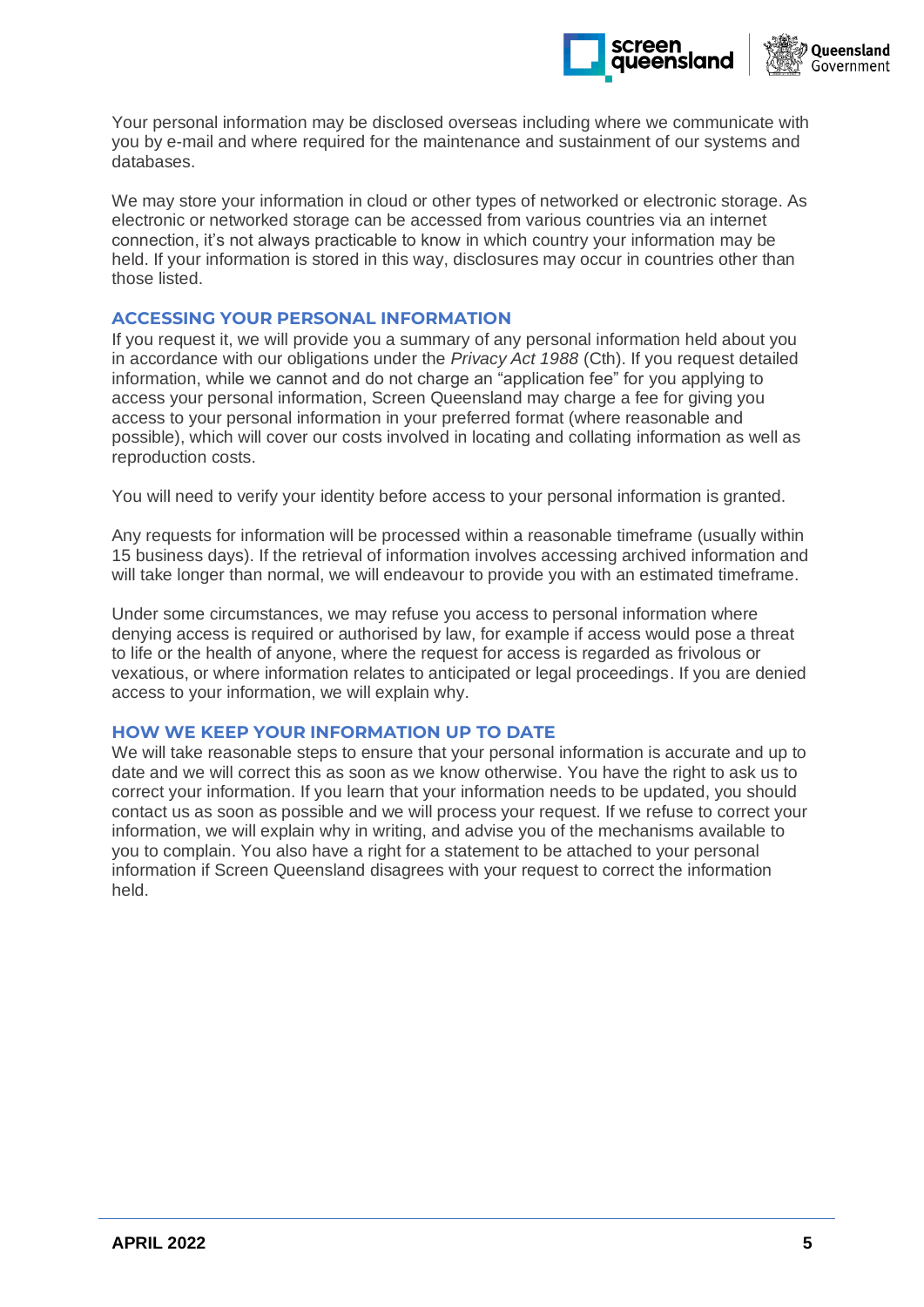Your personal information may be disclosed overseas including where we communicate with you by e-mail and where required for the maintenance and sustainment of our systems and databases.

We may store your information in cloud or other types of networked or electronic storage. As electronic or networked storage can be accessed from various countries via an internet connection, it's not always practicable to know in which country your information may be held. If your information is stored in this way, disclosures may occur in countries other than those listed.

## ACCESSING YOUR PERSONAL INFORMATION

If you request it, we will provide you a summary of any personal information held about you in accordance with our obligations under the *Privacy Act 1988* (Cth). If you request detailed information, while we cannot and do not charge an "application fee" for you applying to access your personal information, Screen Queensland may charge a fee for giving you access to your personal information in your preferred format (where reasonable and possible), which will cover our costs involved in locating and collating information as well as reproduction costs.

You will need to verify your identity before access to your personal information is granted.

Any requests for information will be processed within a reasonable timeframe (usually within 15 business days). If the retrieval of information involves accessing archived information and will take longer than normal, we will endeavour to provide you with an estimated timeframe.

Under some circumstances, we may refuse you access to personal information where denying access is required or authorised by law, for example if access would pose a threat to life or the health of anyone, where the request for access is regarded as frivolous or vexatious, or where information relates to anticipated or legal proceedings. If you are denied access to your information, we will explain why.

## HOW WE KEEP YOUR INFORMATION UP TO DATE

We will take reasonable steps to ensure that your personal information is accurate and up to date and we will correct this as soon as we know otherwise. You have the right to ask us to correct your information. If you learn that your information needs to be updated, you should contact us as soon as possible and we will process your request. If we refuse to correct your information, we will explain why in writing, and advise you of the mechanisms available to you to complain. You also have a right for a statement to be attached to your personal information if Screen Queensland disagrees with your request to correct the information held.